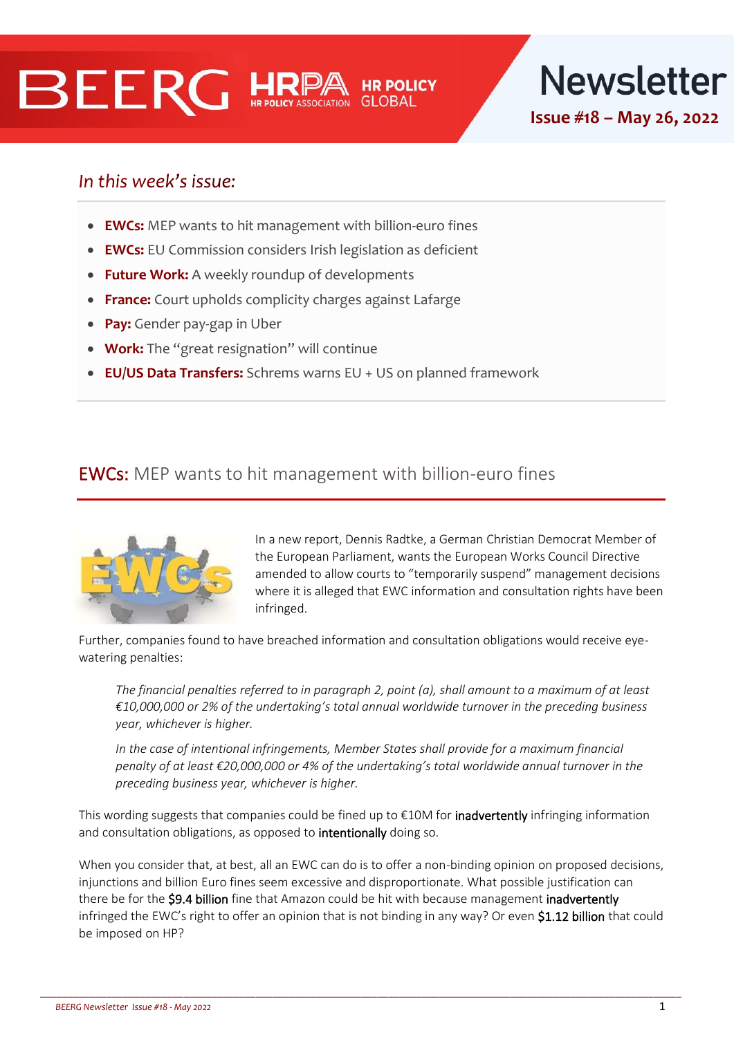# BEERG HRPA HR POLICY GLOBAL Newsletter

**Issue #18 – May 26, 2022**

## *In this week's issue:*

- **EWCs:** MEP wants to hit management with billion-euro fines
- **EWCs:** EU Commission considers Irish legislation as deficient
- **Future Work:** A weekly roundup of developments
- **France:** Court upholds complicity charges against Lafarge
- **Pay:** Gender pay-gap in Uber
- **Work:** The "great resignation" will continue
- **EU/US Data Transfers:** Schrems warns EU + US on planned framework

## EWCs: MEP wants to hit management with billion-euro fines

In a new report, Dennis Radtke, a German Christian Democrat Member of the European Parliament, wants the European Works Council Directive amended to allow courts to "temporarily suspend" management decisions where it is alleged that EWC information and consultation rights have been infringed.

Further, companies found to have breached information and consultation obligations would receive eye-watering penalties:

> *The financial penalties referred to in paragraph 2, point (a), shall amount to a maximum of at least €10,000,000 or 2% of the undertaking's total annual worldwide turnover in the preceding business year, whichever is higher.*
>
> *In the case of intentional infringements, Member States shall provide for a maximum financial penalty of at least €20,000,000 or 4% of the undertaking's total worldwide annual turnover in the preceding business year, whichever is higher.*

This wording suggests that companies could be fined up to €10M for inadvertently infringing information and consultation obligations, as opposed to intentionally doing so.

When you consider that, at best, all an EWC can do is to offer a non-binding opinion on proposed decisions, injunctions and billion Euro fines seem excessive and disproportionate. What possible justification can there be for the $9.4 billion fine that Amazon could be hit with because management inadvertently infringed the EWC's right to offer an opinion that is not binding in any way? Or even $1.12 billion that could be imposed on HP?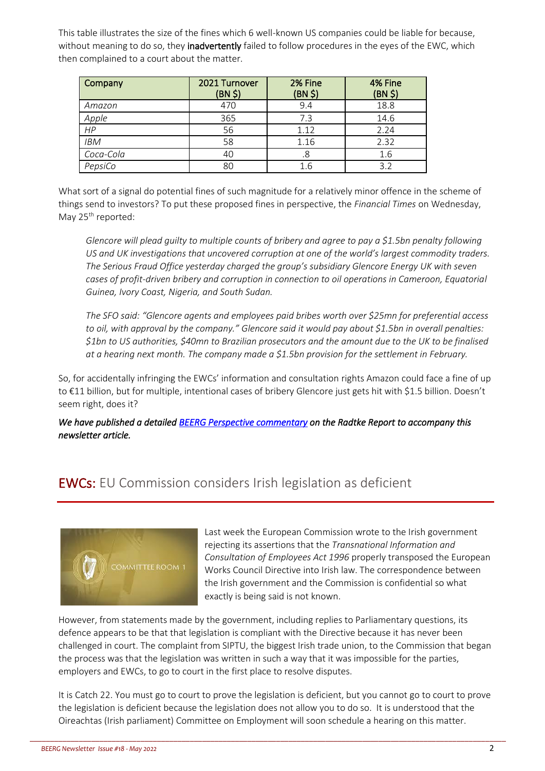This table illustrates the size of the fines which 6 well-known US companies could be liable for because, without meaning to do so, they **inadvertently** failed to follow procedures in the eyes of the EWC, which then complained to a court about the matter.

| Company | 2021 Turnover (BN $) | 2% Fine (BN $) | 4% Fine (BN $) |
|---|---|---|---|
| *Amazon* | 470 | 9.4 | 18.8 |
| *Apple* | 365 | 7.3 | 14.6 |
| *HP* | 56 | 1.12 | 2.24 |
| *IBM* | 58 | 1.16 | 2.32 |
| *Coca-Cola* | 40 | .8 | 1.6 |
| *PepsiCo* | 80 | 1.6 | 3.2 |

What sort of a signal do potential fines of such magnitude for a relatively minor offence in the scheme of things send to investors? To put these proposed fines in perspective, the *Financial Times* on Wednesday, May 25th reported:

> *Glencore will plead guilty to multiple counts of bribery and agree to pay a $1.5bn penalty following US and UK investigations that uncovered corruption at one of the world's largest commodity traders. The Serious Fraud Office yesterday charged the group's subsidiary Glencore Energy UK with seven cases of profit-driven bribery and corruption in connection to oil operations in Cameroon, Equatorial Guinea, Ivory Coast, Nigeria, and South Sudan.*
>
> *The SFO said: "Glencore agents and employees paid bribes worth over $25mn for preferential access to oil, with approval by the company." Glencore said it would pay about $1.5bn in overall penalties: $1bn to US authorities, $40mn to Brazilian prosecutors and the amount due to the UK to be finalised at a hearing next month. The company made a $1.5bn provision for the settlement in February.*

So, for accidentally infringing the EWCs' information and consultation rights Amazon could face a fine of up to €11 billion, but for multiple, intentional cases of bribery Glencore just gets hit with $1.5 billion. Doesn't seem right, does it?

***We have published a detailed BEERG Perspective commentary on the Radtke Report to accompany this newsletter article.***

## EWCs: EU Commission considers Irish legislation as deficient

Last week the European Commission wrote to the Irish government rejecting its assertions that the *Transnational Information and Consultation of Employees Act 1996* properly transposed the European Works Council Directive into Irish law. The correspondence between the Irish government and the Commission is confidential so what exactly is being said is not known.

However, from statements made by the government, including replies to Parliamentary questions, its defence appears to be that that legislation is compliant with the Directive because it has never been challenged in court. The complaint from SIPTU, the biggest Irish trade union, to the Commission that began the process was that the legislation was written in such a way that it was impossible for the parties, employers and EWCs, to go to court in the first place to resolve disputes.

It is Catch 22. You must go to court to prove the legislation is deficient, but you cannot go to court to prove the legislation is deficient because the legislation does not allow you to do so. It is understood that the Oireachtas (Irish parliament) Committee on Employment will soon schedule a hearing on this matter.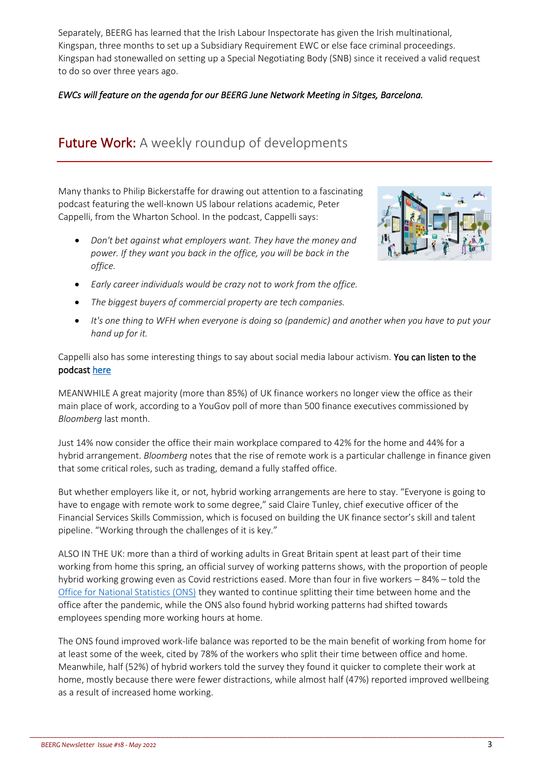Separately, BEERG has learned that the Irish Labour Inspectorate has given the Irish multinational, Kingspan, three months to set up a Subsidiary Requirement EWC or else face criminal proceedings. Kingspan had stonewalled on setting up a Special Negotiating Body (SNB) since it received a valid request to do so over three years ago.

*EWCs will feature on the agenda for our BEERG June Network Meeting in Sitges, Barcelona.*

## Future Work: A weekly roundup of developments

Many thanks to Philip Bickerstaffe for drawing out attention to a fascinating podcast featuring the well-known US labour relations academic, Peter Cappelli, from the Wharton School. In the podcast, Cappelli says:

- *Don't bet against what employers want. They have the money and power. If they want you back in the office, you will be back in the office.*
- *Early career individuals would be crazy not to work from the office.*
- *The biggest buyers of commercial property are tech companies.*
- *It's one thing to WFH when everyone is doing so (pandemic) and another when you have to put your hand up for it.*

Cappelli also has some interesting things to say about social media labour activism. **You can listen to the podcast** here

MEANWHILE A great majority (more than 85%) of UK finance workers no longer view the office as their main place of work, according to a YouGov poll of more than 500 finance executives commissioned by *Bloomberg* last month.

Just 14% now consider the office their main workplace compared to 42% for the home and 44% for a hybrid arrangement. *Bloomberg* notes that the rise of remote work is a particular challenge in finance given that some critical roles, such as trading, demand a fully staffed office.

But whether employers like it, or not, hybrid working arrangements are here to stay. "Everyone is going to have to engage with remote work to some degree," said Claire Tunley, chief executive officer of the Financial Services Skills Commission, which is focused on building the UK finance sector's skill and talent pipeline. "Working through the challenges of it is key."

ALSO IN THE UK: more than a third of working adults in Great Britain spent at least part of their time working from home this spring, an official survey of working patterns shows, with the proportion of people hybrid working growing even as Covid restrictions eased. More than four in five workers – 84% – told the Office for National Statistics (ONS) they wanted to continue splitting their time between home and the office after the pandemic, while the ONS also found hybrid working patterns had shifted towards employees spending more working hours at home.

The ONS found improved work-life balance was reported to be the main benefit of working from home for at least some of the week, cited by 78% of the workers who split their time between office and home. Meanwhile, half (52%) of hybrid workers told the survey they found it quicker to complete their work at home, mostly because there were fewer distractions, while almost half (47%) reported improved wellbeing as a result of increased home working.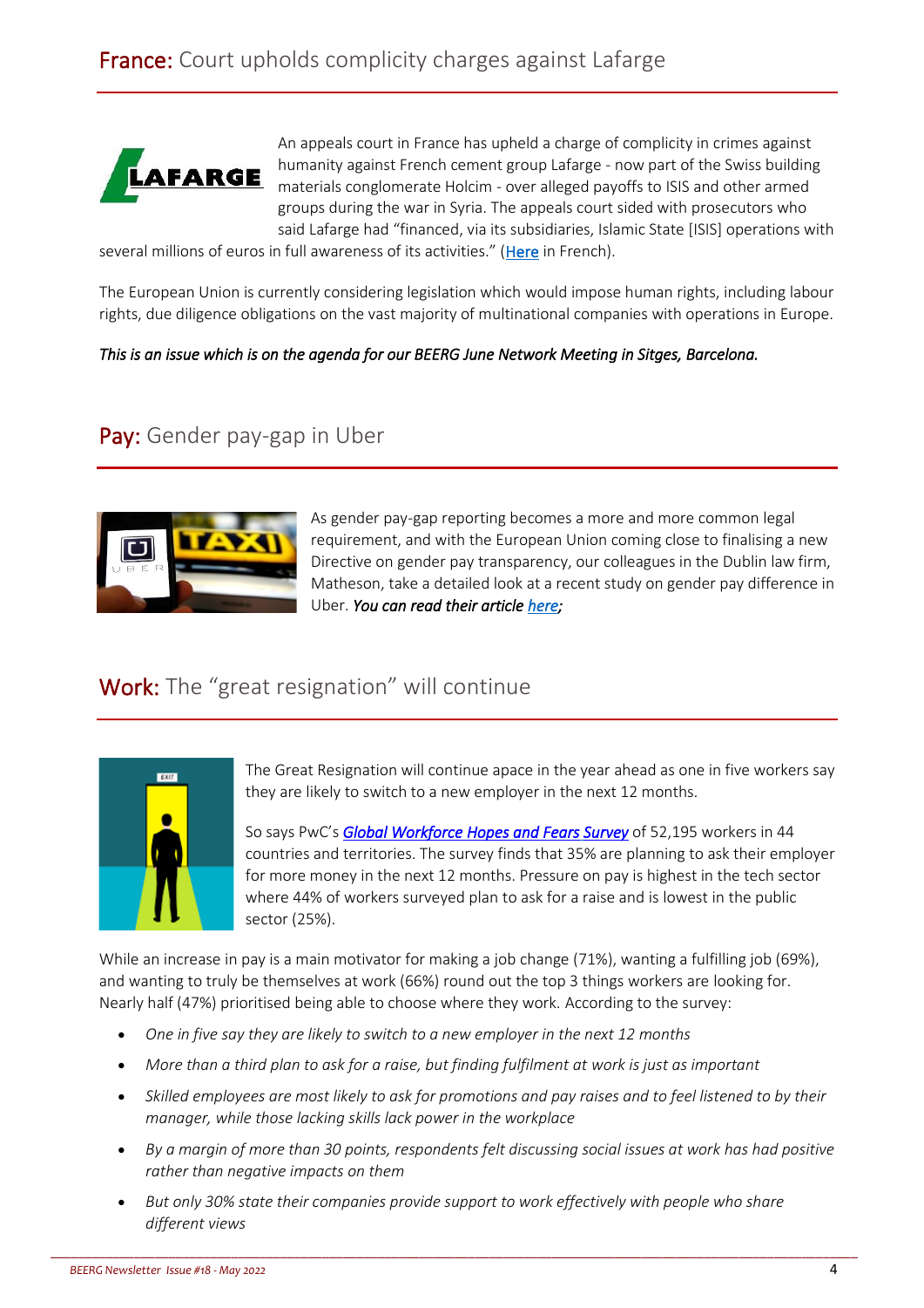## France: Court upholds complicity charges against Lafarge

An appeals court in France has upheld a charge of complicity in crimes against humanity against French cement group Lafarge - now part of the Swiss building materials conglomerate Holcim - over alleged payoffs to ISIS and other armed groups during the war in Syria. The appeals court sided with prosecutors who said Lafarge had "financed, via its subsidiaries, Islamic State [ISIS] operations with several millions of euros in full awareness of its activities." (**Here** in French).

The European Union is currently considering legislation which would impose human rights, including labour rights, due diligence obligations on the vast majority of multinational companies with operations in Europe.

***This is an issue which is on the agenda for our BEERG June Network Meeting in Sitges, Barcelona.***

## Pay: Gender pay-gap in Uber

As gender pay-gap reporting becomes a more and more common legal requirement, and with the European Union coming close to finalising a new Directive on gender pay transparency, our colleagues in the Dublin law firm, Matheson, take a detailed look at a recent study on gender pay difference in Uber. ***You can read their article here;***

## Work: The "great resignation" will continue

The Great Resignation will continue apace in the year ahead as one in five workers say they are likely to switch to a new employer in the next 12 months.

So says PwC's ***Global Workforce Hopes and Fears Survey*** of 52,195 workers in 44 countries and territories. The survey finds that 35% are planning to ask their employer for more money in the next 12 months. Pressure on pay is highest in the tech sector where 44% of workers surveyed plan to ask for a raise and is lowest in the public sector (25%).

While an increase in pay is a main motivator for making a job change (71%), wanting a fulfilling job (69%), and wanting to truly be themselves at work (66%) round out the top 3 things workers are looking for. Nearly half (47%) prioritised being able to choose where they work. According to the survey:

- *One in five say they are likely to switch to a new employer in the next 12 months*
- *More than a third plan to ask for a raise, but finding fulfilment at work is just as important*
- *Skilled employees are most likely to ask for promotions and pay raises and to feel listened to by their manager, while those lacking skills lack power in the workplace*
- *By a margin of more than 30 points, respondents felt discussing social issues at work has had positive rather than negative impacts on them*
- *But only 30% state their companies provide support to work effectively with people who share different views*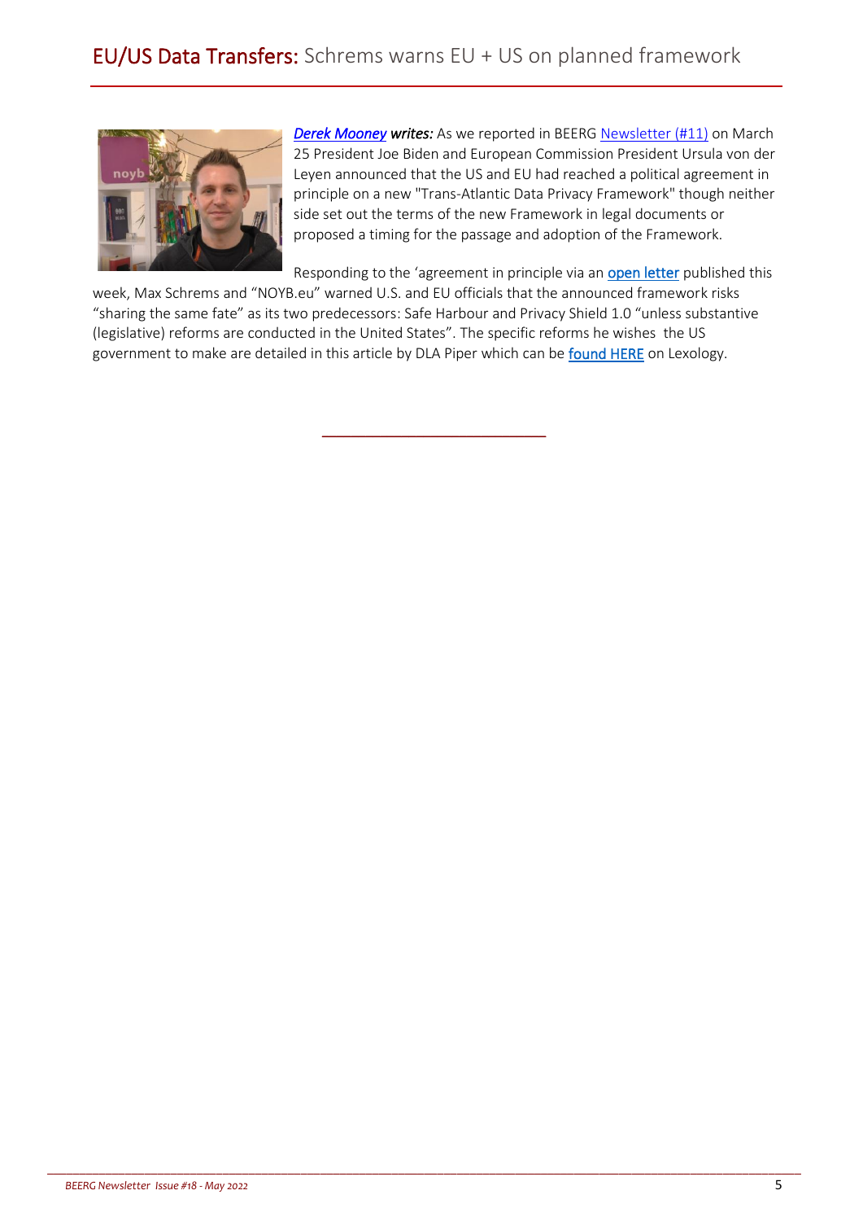## EU/US Data Transfers: Schrems warns EU + US on planned framework

***Derek Mooney* writes:** As we reported in BEERG Newsletter (#11) on March 25 President Joe Biden and European Commission President Ursula von der Leyen announced that the US and EU had reached a political agreement in principle on a new "Trans-Atlantic Data Privacy Framework" though neither side set out the terms of the new Framework in legal documents or proposed a timing for the passage and adoption of the Framework.

Responding to the 'agreement in principle via an open letter published this week, Max Schrems and "NOYB.eu" warned U.S. and EU officials that the announced framework risks "sharing the same fate" as its two predecessors: Safe Harbour and Privacy Shield 1.0 "unless substantive (legislative) reforms are conducted in the United States". The specific reforms he wishes the US government to make are detailed in this article by DLA Piper which can be found HERE on Lexology.

---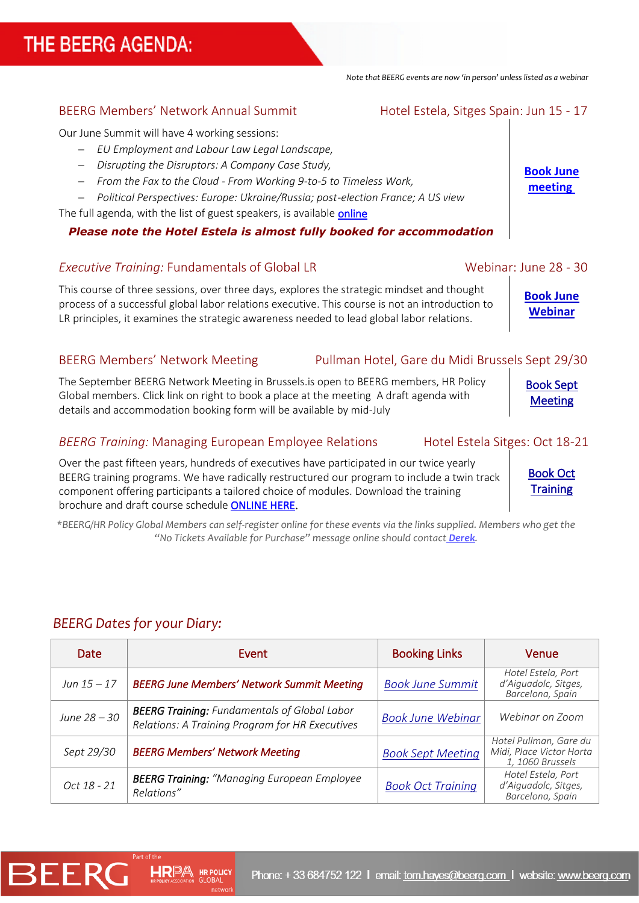# THE BEERG AGENDA:

*Note that BEERG events are now 'in person' unless listed as a webinar*

## BEERG Members' Network Annual Summit — Hotel Estela, Sitges Spain: Jun 15 - 17

Our June Summit will have 4 working sessions:

- *EU Employment and Labour Law Legal Landscape,*
- *Disrupting the Disruptors: A Company Case Study,*
- *From the Fax to the Cloud - From Working 9-to-5 to Timeless Work,*
- *Political Perspectives: Europe: Ukraine/Russia; post-election France; A US view*

The full agenda, with the list of guest speakers, is available online

***Please note the Hotel Estela is almost fully booked for accommodation***

**Book June meeting**

## *Executive Training:* Fundamentals of Global LR — Webinar: June 28 - 30

This course of three sessions, over three days, explores the strategic mindset and thought process of a successful global labor relations executive. This course is not an introduction to LR principles, it examines the strategic awareness needed to lead global labor relations.

**Book June Webinar**

## BEERG Members' Network Meeting — Pullman Hotel, Gare du Midi Brussels Sept 29/30

The September BEERG Network Meeting in Brussels.is open to BEERG members, HR Policy Global members. Click link on right to book a place at the meeting A draft agenda with details and accommodation booking form will be available by mid-July

**Book Sept Meeting**

## *BEERG Training:* Managing European Employee Relations — Hotel Estela Sitges: Oct 18-21

Over the past fifteen years, hundreds of executives have participated in our twice yearly BEERG training programs. We have radically restructured our program to include a twin track component offering participants a tailored choice of modules. Download the training brochure and draft course schedule ONLINE HERE.

**Book Oct Training**

*\*BEERG/HR Policy Global Members can self-register online for these events via the links supplied. Members who get the "No Tickets Available for Purchase" message online should contact **Derek**.*

## *BEERG Dates for your Diary:*

| Date | Event | Booking Links | Venue |
|---|---|---|---|
| *Jun 15 – 17* | ***BEERG June Members' Network Summit Meeting*** | *Book June Summit* | *Hotel Estela, Port d'Aiguadolc, Sitges, Barcelona, Spain* |
| *June 28 – 30* | ***BEERG Training:*** *Fundamentals of Global Labor Relations: A Training Program for HR Executives* | *Book June Webinar* | *Webinar on Zoom* |
| *Sept 29/30* | ***BEERG Members' Network Meeting*** | *Book Sept Meeting* | *Hotel Pullman, Gare du Midi, Place Victor Horta 1, 1060 Brussels* |
| *Oct 18 - 21* | ***BEERG Training:*** *"Managing European Employee Relations"* | *Book Oct Training* | *Hotel Estela, Port d'Aiguadolc, Sitges, Barcelona, Spain* |

BEERG — Part of the HRPA HR Policy Global network

Phone: + 33 684752 122 | email: tom.hayes@beerg.com | website: www.beerg.com